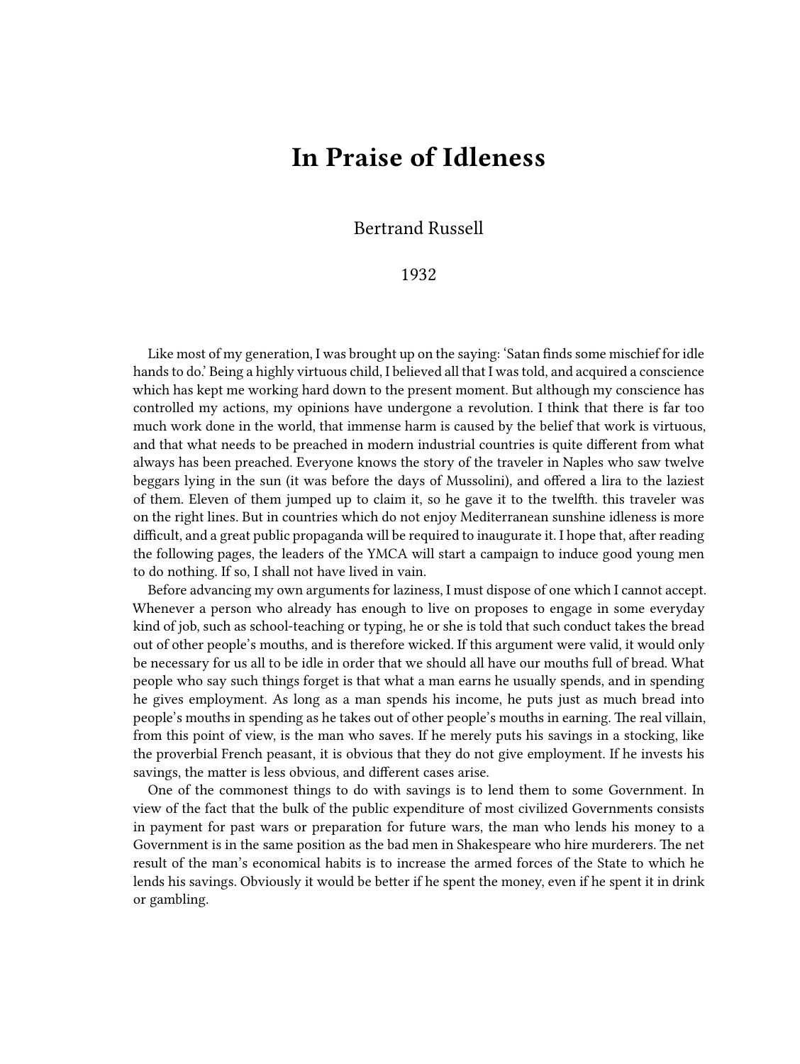# In Praise of Idleness

Bertrand Russell

1932

Like most of my generation, I was brought up on the saying: 'Satan finds some mischief for idle hands to do.' Being a highly virtuous child, I believed all that I was told, and acquired a conscience which has kept me working hard down to the present moment. But although my conscience has controlled my actions, my opinions have undergone a revolution. I think that there is far too much work done in the world, that immense harm is caused by the belief that work is virtuous, and that what needs to be preached in modern industrial countries is quite different from what always has been preached. Everyone knows the story of the traveler in Naples who saw twelve beggars lying in the sun (it was before the days of Mussolini), and offered a lira to the laziest of them. Eleven of them jumped up to claim it, so he gave it to the twelfth. this traveler was on the right lines. But in countries which do not enjoy Mediterranean sunshine idleness is more difficult, and a great public propaganda will be required to inaugurate it. I hope that, after reading the following pages, the leaders of the YMCA will start a campaign to induce good young men to do nothing. If so, I shall not have lived in vain.

Before advancing my own arguments for laziness, I must dispose of one which I cannot accept. Whenever a person who already has enough to live on proposes to engage in some everyday kind of job, such as school-teaching or typing, he or she is told that such conduct takes the bread out of other people's mouths, and is therefore wicked. If this argument were valid, it would only be necessary for us all to be idle in order that we should all have our mouths full of bread. What people who say such things forget is that what a man earns he usually spends, and in spending he gives employment. As long as a man spends his income, he puts just as much bread into people's mouths in spending as he takes out of other people's mouths in earning. The real villain, from this point of view, is the man who saves. If he merely puts his savings in a stocking, like the proverbial French peasant, it is obvious that they do not give employment. If he invests his savings, the matter is less obvious, and different cases arise.

One of the commonest things to do with savings is to lend them to some Government. In view of the fact that the bulk of the public expenditure of most civilized Governments consists in payment for past wars or preparation for future wars, the man who lends his money to a Government is in the same position as the bad men in Shakespeare who hire murderers. The net result of the man's economical habits is to increase the armed forces of the State to which he lends his savings. Obviously it would be better if he spent the money, even if he spent it in drink or gambling.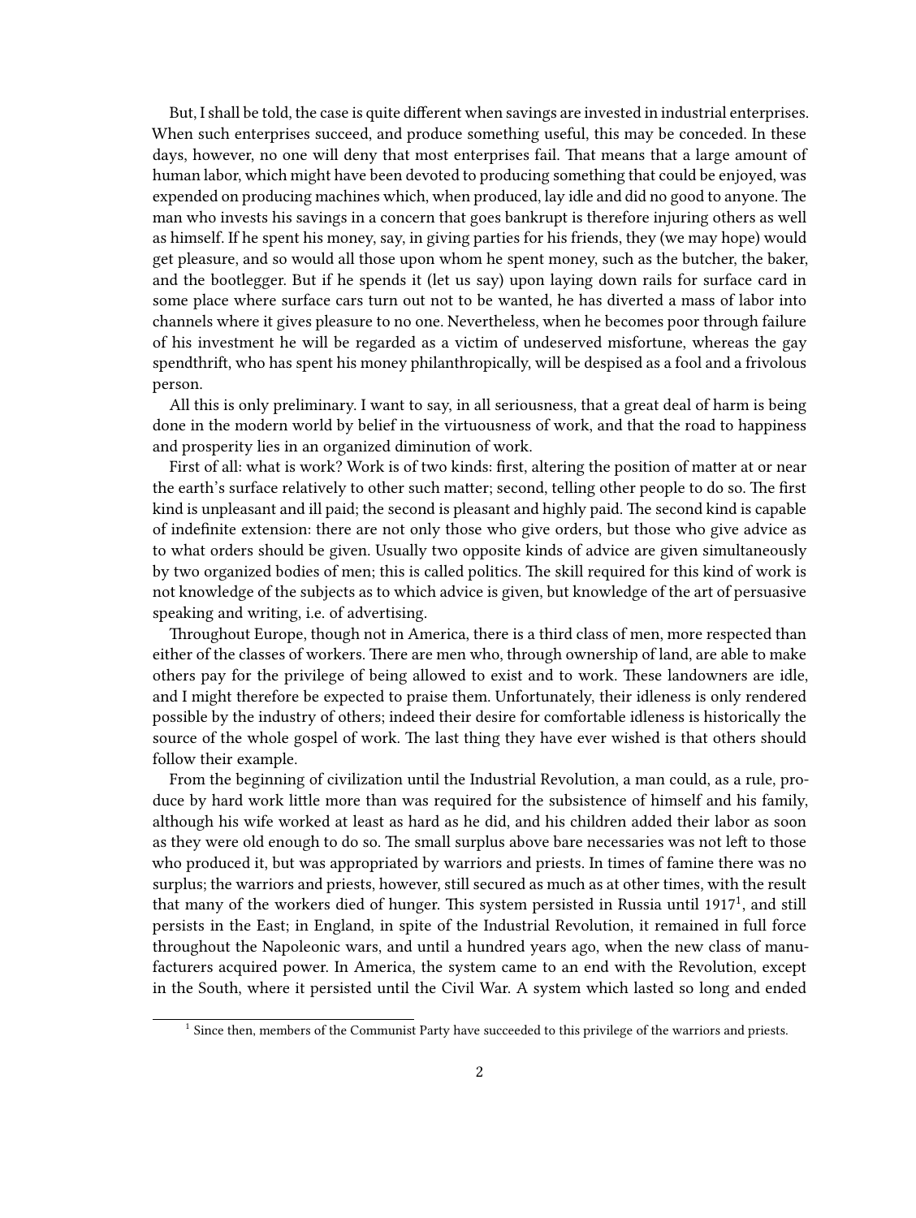But, I shall be told, the case is quite different when savings are invested in industrial enterprises. When such enterprises succeed, and produce something useful, this may be conceded. In these days, however, no one will deny that most enterprises fail. That means that a large amount of human labor, which might have been devoted to producing something that could be enjoyed, was expended on producing machines which, when produced, lay idle and did no good to anyone. The man who invests his savings in a concern that goes bankrupt is therefore injuring others as well as himself. If he spent his money, say, in giving parties for his friends, they (we may hope) would get pleasure, and so would all those upon whom he spent money, such as the butcher, the baker, and the bootlegger. But if he spends it (let us say) upon laying down rails for surface card in some place where surface cars turn out not to be wanted, he has diverted a mass of labor into channels where it gives pleasure to no one. Nevertheless, when he becomes poor through failure of his investment he will be regarded as a victim of undeserved misfortune, whereas the gay spendthrift, who has spent his money philanthropically, will be despised as a fool and a frivolous person.

All this is only preliminary. I want to say, in all seriousness, that a great deal of harm is being done in the modern world by belief in the virtuousness of work, and that the road to happiness and prosperity lies in an organized diminution of work.

First of all: what is work? Work is of two kinds: first, altering the position of matter at or near the earth's surface relatively to other such matter; second, telling other people to do so. The first kind is unpleasant and ill paid; the second is pleasant and highly paid. The second kind is capable of indefinite extension: there are not only those who give orders, but those who give advice as to what orders should be given. Usually two opposite kinds of advice are given simultaneously by two organized bodies of men; this is called politics. The skill required for this kind of work is not knowledge of the subjects as to which advice is given, but knowledge of the art of persuasive speaking and writing, i.e. of advertising.

Throughout Europe, though not in America, there is a third class of men, more respected than either of the classes of workers. There are men who, through ownership of land, are able to make others pay for the privilege of being allowed to exist and to work. These landowners are idle, and I might therefore be expected to praise them. Unfortunately, their idleness is only rendered possible by the industry of others; indeed their desire for comfortable idleness is historically the source of the whole gospel of work. The last thing they have ever wished is that others should follow their example.

From the beginning of civilization until the Industrial Revolution, a man could, as a rule, produce by hard work little more than was required for the subsistence of himself and his family, although his wife worked at least as hard as he did, and his children added their labor as soon as they were old enough to do so. The small surplus above bare necessaries was not left to those who produced it, but was appropriated by warriors and priests. In times of famine there was no surplus; the warriors and priests, however, still secured as much as at other times, with the result that many of the workers died of hunger. This system persisted in Russia until 1917[1], and still persists in the East; in England, in spite of the Industrial Revolution, it remained in full force throughout the Napoleonic wars, and until a hundred years ago, when the new class of manufacturers acquired power. In America, the system came to an end with the Revolution, except in the South, where it persisted until the Civil War. A system which lasted so long and ended

[1] Since then, members of the Communist Party have succeeded to this privilege of the warriors and priests.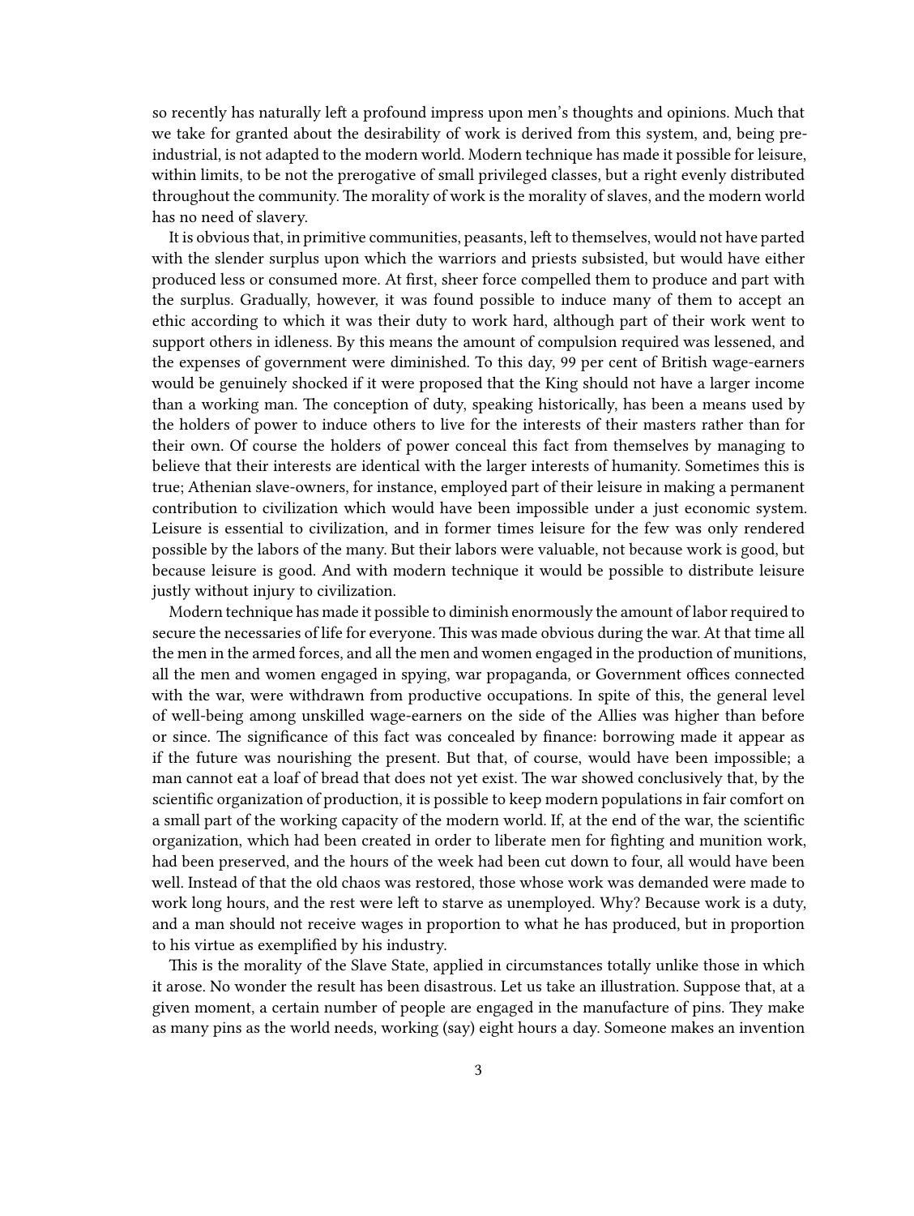so recently has naturally left a profound impress upon men's thoughts and opinions. Much that we take for granted about the desirability of work is derived from this system, and, being pre-industrial, is not adapted to the modern world. Modern technique has made it possible for leisure, within limits, to be not the prerogative of small privileged classes, but a right evenly distributed throughout the community. The morality of work is the morality of slaves, and the modern world has no need of slavery.

It is obvious that, in primitive communities, peasants, left to themselves, would not have parted with the slender surplus upon which the warriors and priests subsisted, but would have either produced less or consumed more. At first, sheer force compelled them to produce and part with the surplus. Gradually, however, it was found possible to induce many of them to accept an ethic according to which it was their duty to work hard, although part of their work went to support others in idleness. By this means the amount of compulsion required was lessened, and the expenses of government were diminished. To this day, 99 per cent of British wage-earners would be genuinely shocked if it were proposed that the King should not have a larger income than a working man. The conception of duty, speaking historically, has been a means used by the holders of power to induce others to live for the interests of their masters rather than for their own. Of course the holders of power conceal this fact from themselves by managing to believe that their interests are identical with the larger interests of humanity. Sometimes this is true; Athenian slave-owners, for instance, employed part of their leisure in making a permanent contribution to civilization which would have been impossible under a just economic system. Leisure is essential to civilization, and in former times leisure for the few was only rendered possible by the labors of the many. But their labors were valuable, not because work is good, but because leisure is good. And with modern technique it would be possible to distribute leisure justly without injury to civilization.

Modern technique has made it possible to diminish enormously the amount of labor required to secure the necessaries of life for everyone. This was made obvious during the war. At that time all the men in the armed forces, and all the men and women engaged in the production of munitions, all the men and women engaged in spying, war propaganda, or Government offices connected with the war, were withdrawn from productive occupations. In spite of this, the general level of well-being among unskilled wage-earners on the side of the Allies was higher than before or since. The significance of this fact was concealed by finance: borrowing made it appear as if the future was nourishing the present. But that, of course, would have been impossible; a man cannot eat a loaf of bread that does not yet exist. The war showed conclusively that, by the scientific organization of production, it is possible to keep modern populations in fair comfort on a small part of the working capacity of the modern world. If, at the end of the war, the scientific organization, which had been created in order to liberate men for fighting and munition work, had been preserved, and the hours of the week had been cut down to four, all would have been well. Instead of that the old chaos was restored, those whose work was demanded were made to work long hours, and the rest were left to starve as unemployed. Why? Because work is a duty, and a man should not receive wages in proportion to what he has produced, but in proportion to his virtue as exemplified by his industry.

This is the morality of the Slave State, applied in circumstances totally unlike those in which it arose. No wonder the result has been disastrous. Let us take an illustration. Suppose that, at a given moment, a certain number of people are engaged in the manufacture of pins. They make as many pins as the world needs, working (say) eight hours a day. Someone makes an invention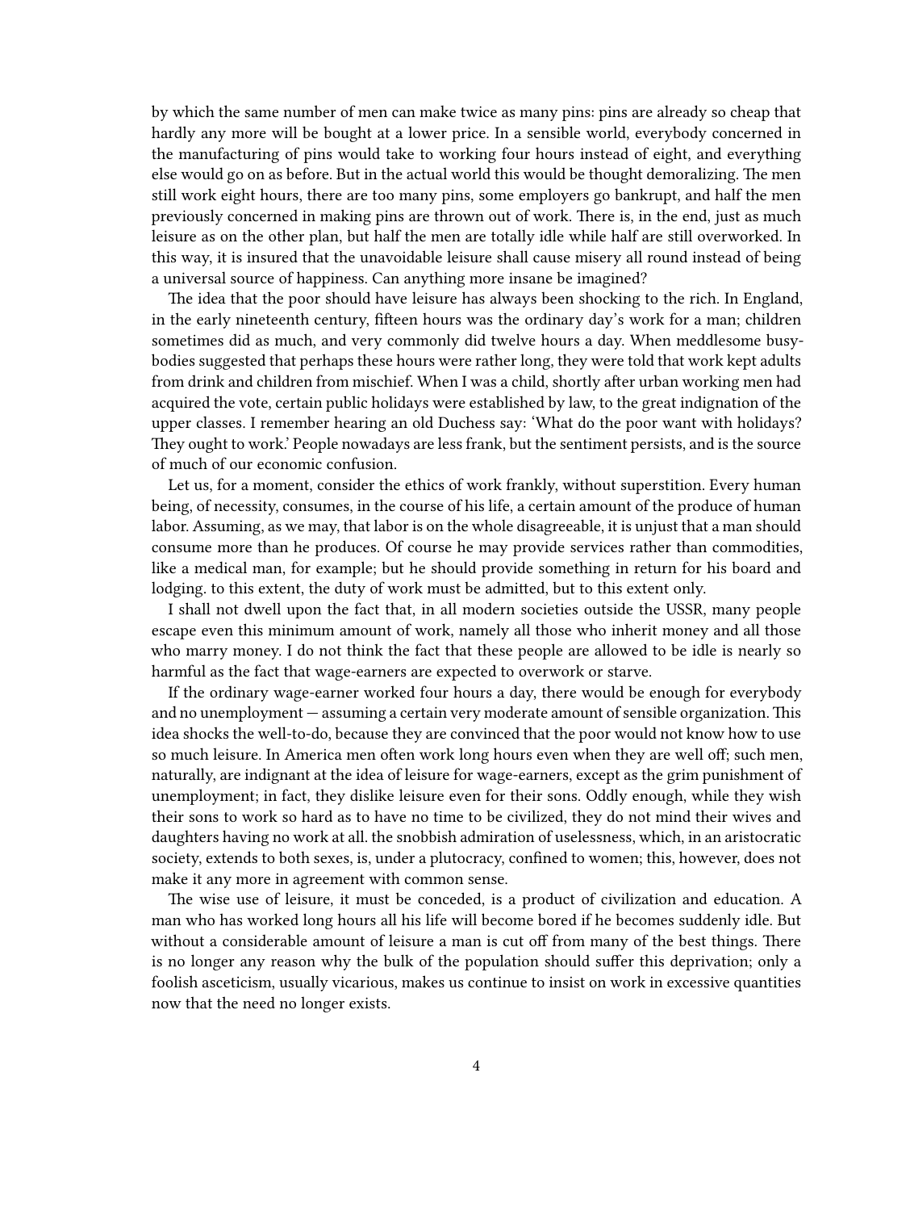by which the same number of men can make twice as many pins: pins are already so cheap that hardly any more will be bought at a lower price. In a sensible world, everybody concerned in the manufacturing of pins would take to working four hours instead of eight, and everything else would go on as before. But in the actual world this would be thought demoralizing. The men still work eight hours, there are too many pins, some employers go bankrupt, and half the men previously concerned in making pins are thrown out of work. There is, in the end, just as much leisure as on the other plan, but half the men are totally idle while half are still overworked. In this way, it is insured that the unavoidable leisure shall cause misery all round instead of being a universal source of happiness. Can anything more insane be imagined?

The idea that the poor should have leisure has always been shocking to the rich. In England, in the early nineteenth century, fifteen hours was the ordinary day's work for a man; children sometimes did as much, and very commonly did twelve hours a day. When meddlesome busybodies suggested that perhaps these hours were rather long, they were told that work kept adults from drink and children from mischief. When I was a child, shortly after urban working men had acquired the vote, certain public holidays were established by law, to the great indignation of the upper classes. I remember hearing an old Duchess say: 'What do the poor want with holidays? They ought to work.' People nowadays are less frank, but the sentiment persists, and is the source of much of our economic confusion.

Let us, for a moment, consider the ethics of work frankly, without superstition. Every human being, of necessity, consumes, in the course of his life, a certain amount of the produce of human labor. Assuming, as we may, that labor is on the whole disagreeable, it is unjust that a man should consume more than he produces. Of course he may provide services rather than commodities, like a medical man, for example; but he should provide something in return for his board and lodging. to this extent, the duty of work must be admitted, but to this extent only.

I shall not dwell upon the fact that, in all modern societies outside the USSR, many people escape even this minimum amount of work, namely all those who inherit money and all those who marry money. I do not think the fact that these people are allowed to be idle is nearly so harmful as the fact that wage-earners are expected to overwork or starve.

If the ordinary wage-earner worked four hours a day, there would be enough for everybody and no unemployment — assuming a certain very moderate amount of sensible organization. This idea shocks the well-to-do, because they are convinced that the poor would not know how to use so much leisure. In America men often work long hours even when they are well off; such men, naturally, are indignant at the idea of leisure for wage-earners, except as the grim punishment of unemployment; in fact, they dislike leisure even for their sons. Oddly enough, while they wish their sons to work so hard as to have no time to be civilized, they do not mind their wives and daughters having no work at all. the snobbish admiration of uselessness, which, in an aristocratic society, extends to both sexes, is, under a plutocracy, confined to women; this, however, does not make it any more in agreement with common sense.

The wise use of leisure, it must be conceded, is a product of civilization and education. A man who has worked long hours all his life will become bored if he becomes suddenly idle. But without a considerable amount of leisure a man is cut off from many of the best things. There is no longer any reason why the bulk of the population should suffer this deprivation; only a foolish asceticism, usually vicarious, makes us continue to insist on work in excessive quantities now that the need no longer exists.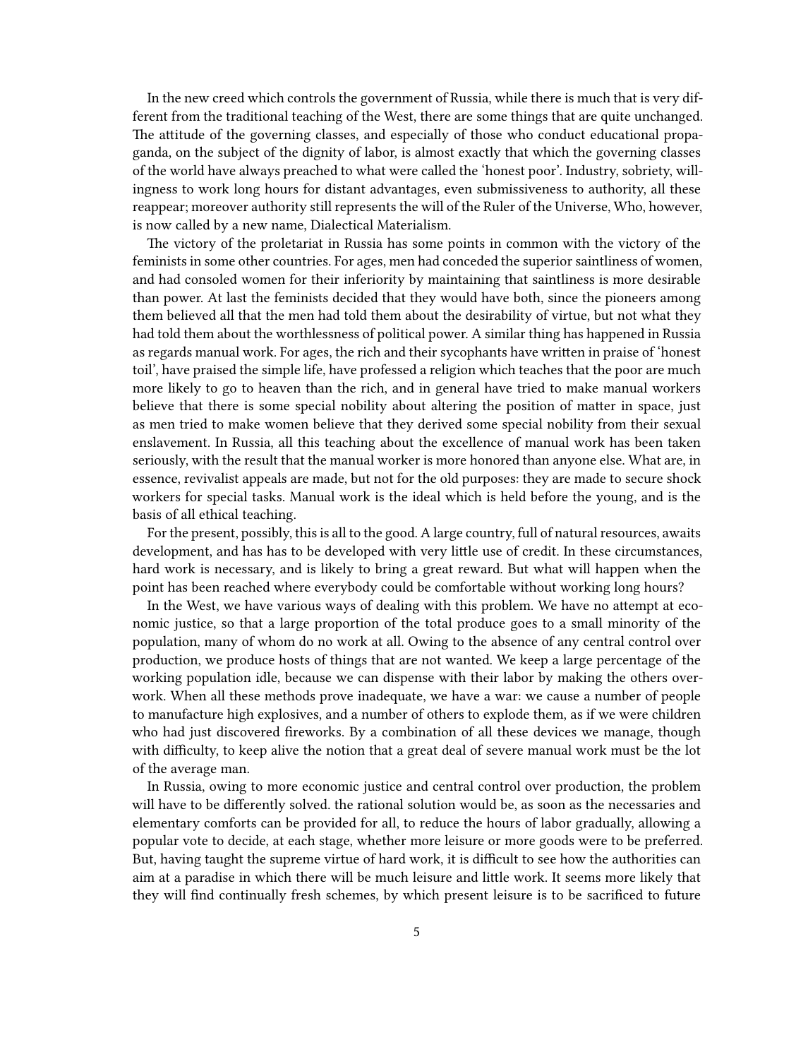In the new creed which controls the government of Russia, while there is much that is very different from the traditional teaching of the West, there are some things that are quite unchanged. The attitude of the governing classes, and especially of those who conduct educational propaganda, on the subject of the dignity of labor, is almost exactly that which the governing classes of the world have always preached to what were called the 'honest poor'. Industry, sobriety, willingness to work long hours for distant advantages, even submissiveness to authority, all these reappear; moreover authority still represents the will of the Ruler of the Universe, Who, however, is now called by a new name, Dialectical Materialism.

The victory of the proletariat in Russia has some points in common with the victory of the feminists in some other countries. For ages, men had conceded the superior saintliness of women, and had consoled women for their inferiority by maintaining that saintliness is more desirable than power. At last the feminists decided that they would have both, since the pioneers among them believed all that the men had told them about the desirability of virtue, but not what they had told them about the worthlessness of political power. A similar thing has happened in Russia as regards manual work. For ages, the rich and their sycophants have written in praise of 'honest toil', have praised the simple life, have professed a religion which teaches that the poor are much more likely to go to heaven than the rich, and in general have tried to make manual workers believe that there is some special nobility about altering the position of matter in space, just as men tried to make women believe that they derived some special nobility from their sexual enslavement. In Russia, all this teaching about the excellence of manual work has been taken seriously, with the result that the manual worker is more honored than anyone else. What are, in essence, revivalist appeals are made, but not for the old purposes: they are made to secure shock workers for special tasks. Manual work is the ideal which is held before the young, and is the basis of all ethical teaching.

For the present, possibly, this is all to the good. A large country, full of natural resources, awaits development, and has has to be developed with very little use of credit. In these circumstances, hard work is necessary, and is likely to bring a great reward. But what will happen when the point has been reached where everybody could be comfortable without working long hours?

In the West, we have various ways of dealing with this problem. We have no attempt at economic justice, so that a large proportion of the total produce goes to a small minority of the population, many of whom do no work at all. Owing to the absence of any central control over production, we produce hosts of things that are not wanted. We keep a large percentage of the working population idle, because we can dispense with their labor by making the others overwork. When all these methods prove inadequate, we have a war: we cause a number of people to manufacture high explosives, and a number of others to explode them, as if we were children who had just discovered fireworks. By a combination of all these devices we manage, though with difficulty, to keep alive the notion that a great deal of severe manual work must be the lot of the average man.

In Russia, owing to more economic justice and central control over production, the problem will have to be differently solved. the rational solution would be, as soon as the necessaries and elementary comforts can be provided for all, to reduce the hours of labor gradually, allowing a popular vote to decide, at each stage, whether more leisure or more goods were to be preferred. But, having taught the supreme virtue of hard work, it is difficult to see how the authorities can aim at a paradise in which there will be much leisure and little work. It seems more likely that they will find continually fresh schemes, by which present leisure is to be sacrificed to future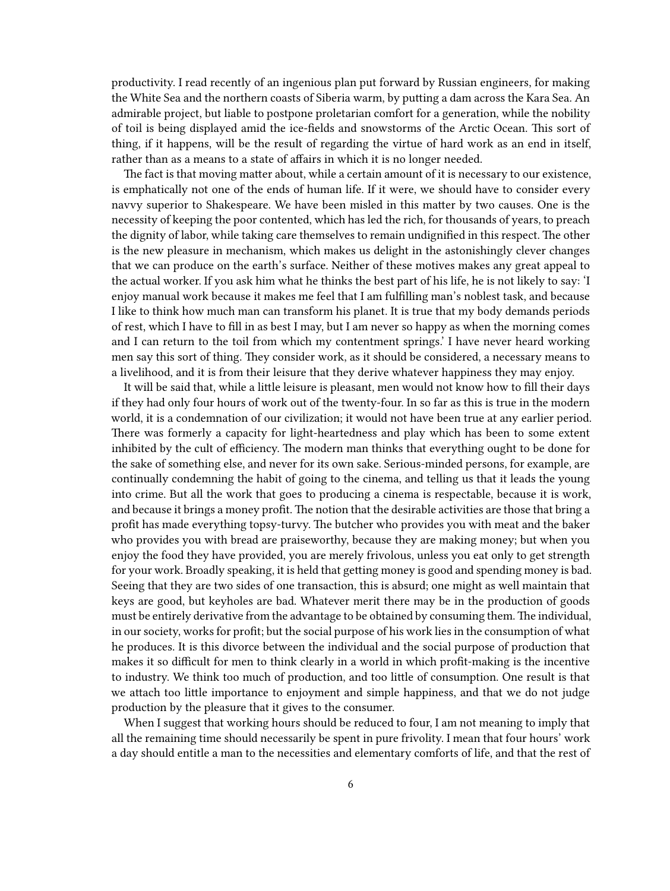productivity. I read recently of an ingenious plan put forward by Russian engineers, for making the White Sea and the northern coasts of Siberia warm, by putting a dam across the Kara Sea. An admirable project, but liable to postpone proletarian comfort for a generation, while the nobility of toil is being displayed amid the ice-fields and snowstorms of the Arctic Ocean. This sort of thing, if it happens, will be the result of regarding the virtue of hard work as an end in itself, rather than as a means to a state of affairs in which it is no longer needed.

The fact is that moving matter about, while a certain amount of it is necessary to our existence, is emphatically not one of the ends of human life. If it were, we should have to consider every navvy superior to Shakespeare. We have been misled in this matter by two causes. One is the necessity of keeping the poor contented, which has led the rich, for thousands of years, to preach the dignity of labor, while taking care themselves to remain undignified in this respect. The other is the new pleasure in mechanism, which makes us delight in the astonishingly clever changes that we can produce on the earth's surface. Neither of these motives makes any great appeal to the actual worker. If you ask him what he thinks the best part of his life, he is not likely to say: 'I enjoy manual work because it makes me feel that I am fulfilling man's noblest task, and because I like to think how much man can transform his planet. It is true that my body demands periods of rest, which I have to fill in as best I may, but I am never so happy as when the morning comes and I can return to the toil from which my contentment springs.' I have never heard working men say this sort of thing. They consider work, as it should be considered, a necessary means to a livelihood, and it is from their leisure that they derive whatever happiness they may enjoy.

It will be said that, while a little leisure is pleasant, men would not know how to fill their days if they had only four hours of work out of the twenty-four. In so far as this is true in the modern world, it is a condemnation of our civilization; it would not have been true at any earlier period. There was formerly a capacity for light-heartedness and play which has been to some extent inhibited by the cult of efficiency. The modern man thinks that everything ought to be done for the sake of something else, and never for its own sake. Serious-minded persons, for example, are continually condemning the habit of going to the cinema, and telling us that it leads the young into crime. But all the work that goes to producing a cinema is respectable, because it is work, and because it brings a money profit. The notion that the desirable activities are those that bring a profit has made everything topsy-turvy. The butcher who provides you with meat and the baker who provides you with bread are praiseworthy, because they are making money; but when you enjoy the food they have provided, you are merely frivolous, unless you eat only to get strength for your work. Broadly speaking, it is held that getting money is good and spending money is bad. Seeing that they are two sides of one transaction, this is absurd; one might as well maintain that keys are good, but keyholes are bad. Whatever merit there may be in the production of goods must be entirely derivative from the advantage to be obtained by consuming them. The individual, in our society, works for profit; but the social purpose of his work lies in the consumption of what he produces. It is this divorce between the individual and the social purpose of production that makes it so difficult for men to think clearly in a world in which profit-making is the incentive to industry. We think too much of production, and too little of consumption. One result is that we attach too little importance to enjoyment and simple happiness, and that we do not judge production by the pleasure that it gives to the consumer.

When I suggest that working hours should be reduced to four, I am not meaning to imply that all the remaining time should necessarily be spent in pure frivolity. I mean that four hours' work a day should entitle a man to the necessities and elementary comforts of life, and that the rest of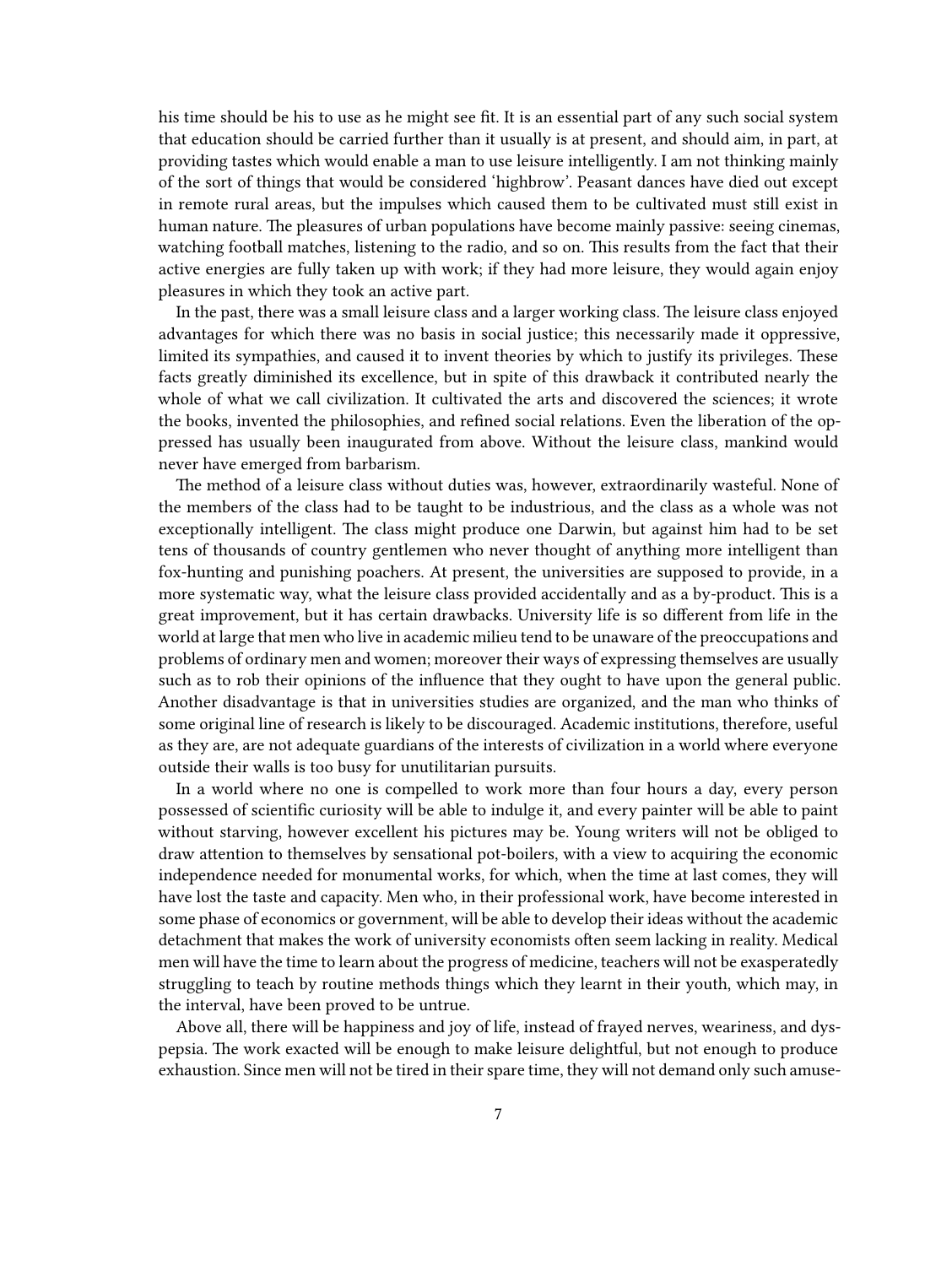his time should be his to use as he might see fit. It is an essential part of any such social system that education should be carried further than it usually is at present, and should aim, in part, at providing tastes which would enable a man to use leisure intelligently. I am not thinking mainly of the sort of things that would be considered 'highbrow'. Peasant dances have died out except in remote rural areas, but the impulses which caused them to be cultivated must still exist in human nature. The pleasures of urban populations have become mainly passive: seeing cinemas, watching football matches, listening to the radio, and so on. This results from the fact that their active energies are fully taken up with work; if they had more leisure, they would again enjoy pleasures in which they took an active part.

In the past, there was a small leisure class and a larger working class. The leisure class enjoyed advantages for which there was no basis in social justice; this necessarily made it oppressive, limited its sympathies, and caused it to invent theories by which to justify its privileges. These facts greatly diminished its excellence, but in spite of this drawback it contributed nearly the whole of what we call civilization. It cultivated the arts and discovered the sciences; it wrote the books, invented the philosophies, and refined social relations. Even the liberation of the oppressed has usually been inaugurated from above. Without the leisure class, mankind would never have emerged from barbarism.

The method of a leisure class without duties was, however, extraordinarily wasteful. None of the members of the class had to be taught to be industrious, and the class as a whole was not exceptionally intelligent. The class might produce one Darwin, but against him had to be set tens of thousands of country gentlemen who never thought of anything more intelligent than fox-hunting and punishing poachers. At present, the universities are supposed to provide, in a more systematic way, what the leisure class provided accidentally and as a by-product. This is a great improvement, but it has certain drawbacks. University life is so different from life in the world at large that men who live in academic milieu tend to be unaware of the preoccupations and problems of ordinary men and women; moreover their ways of expressing themselves are usually such as to rob their opinions of the influence that they ought to have upon the general public. Another disadvantage is that in universities studies are organized, and the man who thinks of some original line of research is likely to be discouraged. Academic institutions, therefore, useful as they are, are not adequate guardians of the interests of civilization in a world where everyone outside their walls is too busy for unutilitarian pursuits.

In a world where no one is compelled to work more than four hours a day, every person possessed of scientific curiosity will be able to indulge it, and every painter will be able to paint without starving, however excellent his pictures may be. Young writers will not be obliged to draw attention to themselves by sensational pot-boilers, with a view to acquiring the economic independence needed for monumental works, for which, when the time at last comes, they will have lost the taste and capacity. Men who, in their professional work, have become interested in some phase of economics or government, will be able to develop their ideas without the academic detachment that makes the work of university economists often seem lacking in reality. Medical men will have the time to learn about the progress of medicine, teachers will not be exasperatedly struggling to teach by routine methods things which they learnt in their youth, which may, in the interval, have been proved to be untrue.

Above all, there will be happiness and joy of life, instead of frayed nerves, weariness, and dyspepsia. The work exacted will be enough to make leisure delightful, but not enough to produce exhaustion. Since men will not be tired in their spare time, they will not demand only such amuse-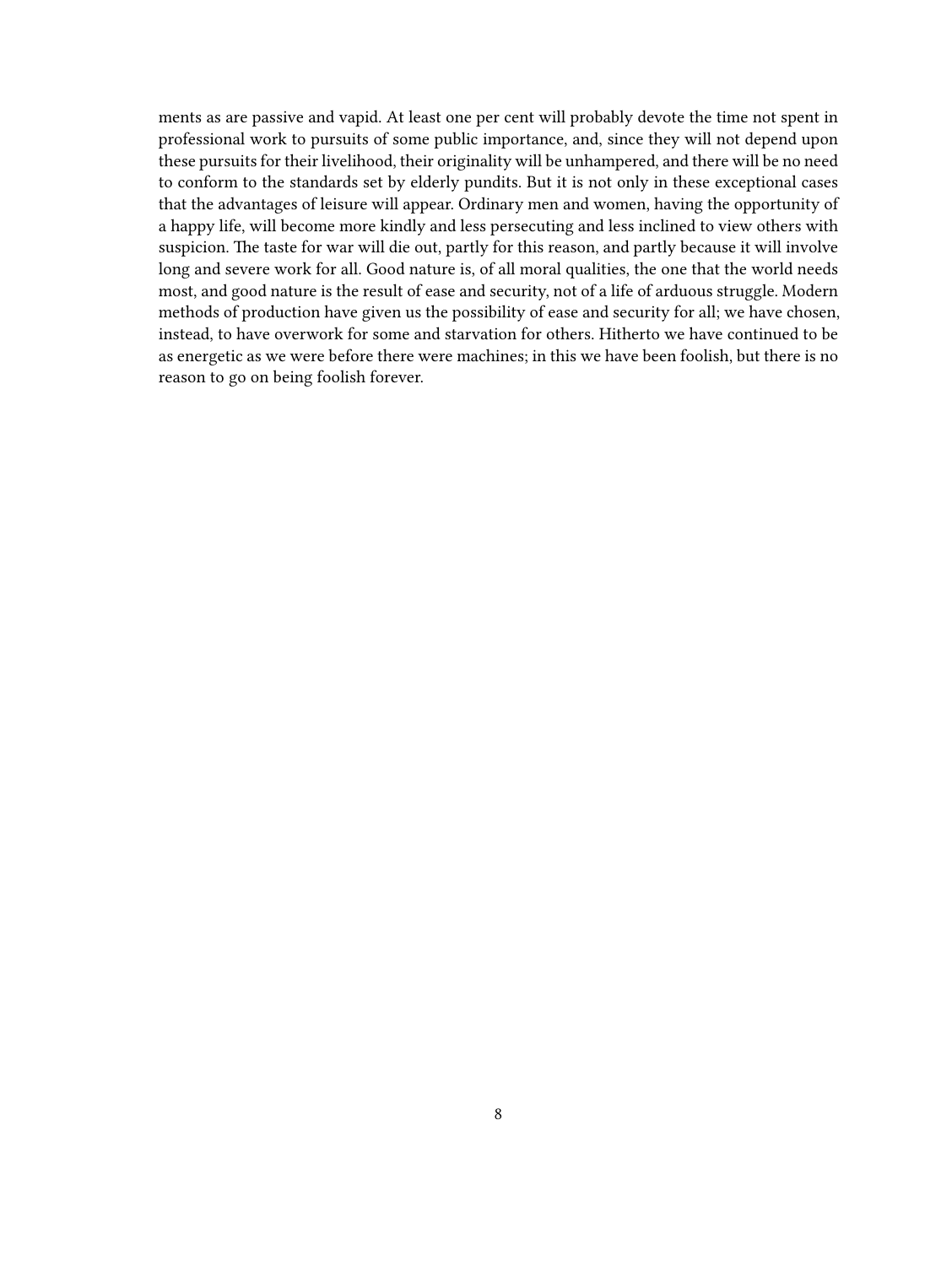ments as are passive and vapid. At least one per cent will probably devote the time not spent in professional work to pursuits of some public importance, and, since they will not depend upon these pursuits for their livelihood, their originality will be unhampered, and there will be no need to conform to the standards set by elderly pundits. But it is not only in these exceptional cases that the advantages of leisure will appear. Ordinary men and women, having the opportunity of a happy life, will become more kindly and less persecuting and less inclined to view others with suspicion. The taste for war will die out, partly for this reason, and partly because it will involve long and severe work for all. Good nature is, of all moral qualities, the one that the world needs most, and good nature is the result of ease and security, not of a life of arduous struggle. Modern methods of production have given us the possibility of ease and security for all; we have chosen, instead, to have overwork for some and starvation for others. Hitherto we have continued to be as energetic as we were before there were machines; in this we have been foolish, but there is no reason to go on being foolish forever.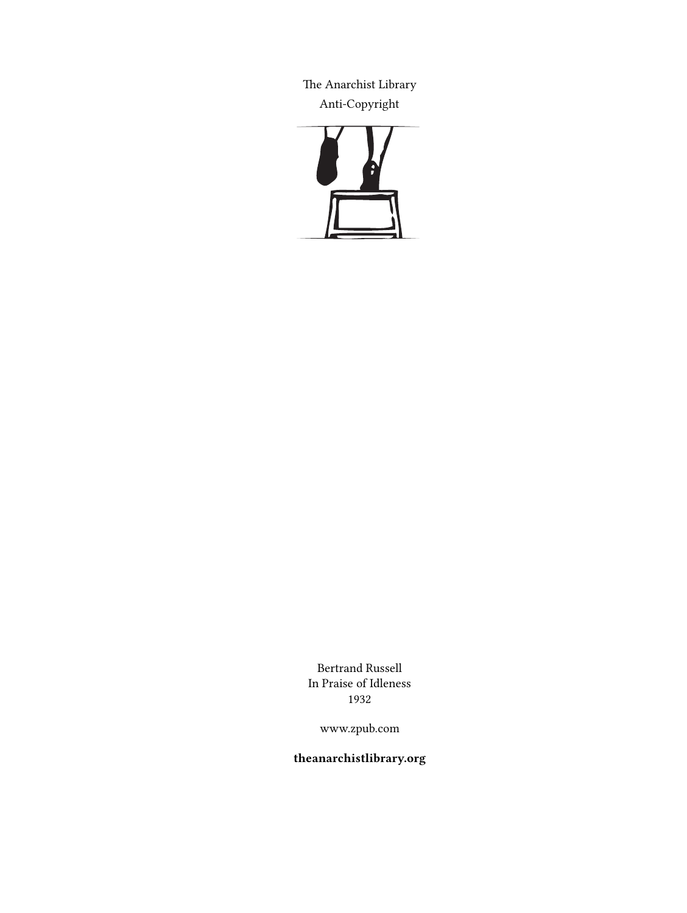The Anarchist Library
Anti-Copyright

Bertrand Russell
In Praise of Idleness
1932

www.zpub.com

**theanarchistlibrary.org**